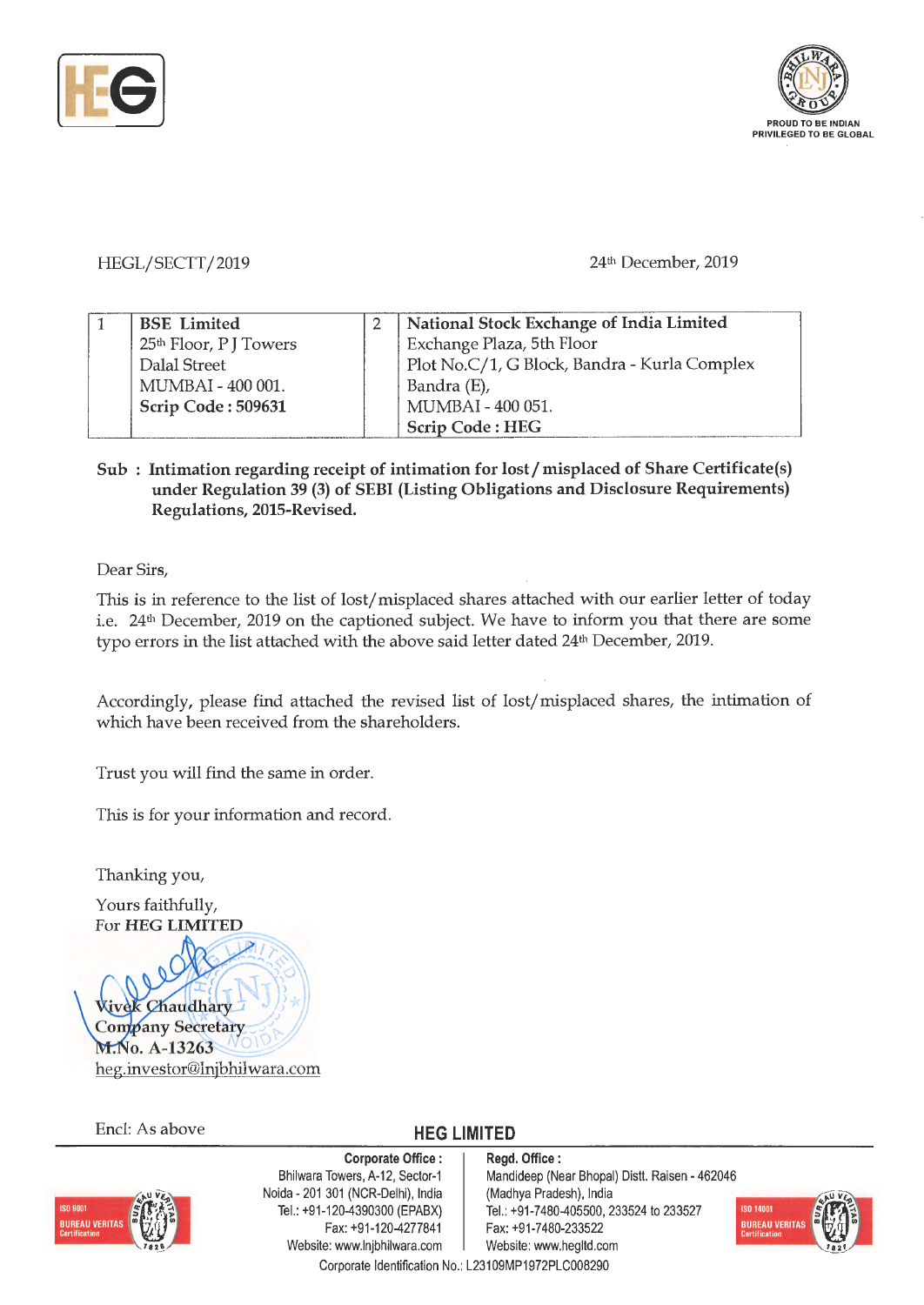HEGL/SECTT/2019

24th December, 2019

| 1 | **BSE Limited**<br>25th Floor, P J Towers<br>Dalal Street<br>MUMBAI - 400 001.<br>**Scrip Code : 509631** | 2 | **National Stock Exchange of India Limited**<br>Exchange Plaza, 5th Floor<br>Plot No.C/1, G Block, Bandra - Kurla Complex<br>Bandra (E),<br>MUMBAI - 400 051.<br>**Scrip Code : HEG** |
|---|---|---|---|

**Sub : Intimation regarding receipt of intimation for lost / misplaced of Share Certificate(s) under Regulation 39 (3) of SEBI (Listing Obligations and Disclosure Requirements) Regulations, 2015-Revised.**

Dear Sirs,

This is in reference to the list of lost/misplaced shares attached with our earlier letter of today i.e. 24th December, 2019 on the captioned subject. We have to inform you that there are some typo errors in the list attached with the above said letter dated 24th December, 2019.

Accordingly, please find attached the revised list of lost/misplaced shares, the intimation of which have been received from the shareholders.

Trust you will find the same in order.

This is for your information and record.

Thanking you,

Yours faithfully,
For **HEG LIMITED**

**Vivek Chaudhary**
**Company Secretary**
**M.No. A-13263**
heg.investor@lnjbhilwara.com

Encl: As above

**HEG LIMITED**

**Corporate Office :**
Bhilwara Towers, A-12, Sector-1
Noida - 201 301 (NCR-Delhi), India
Tel.: +91-120-4390300 (EPABX)
Fax: +91-120-4277841
Website: www.lnjbhilwara.com

**Regd. Office :**
Mandideep (Near Bhopal) Distt. Raisen - 462046
(Madhya Pradesh), India
Tel.: +91-7480-405500, 233524 to 233527
Fax: +91-7480-233522
Website: www.hegltd.com

Corporate Identification No.: L23109MP1972PLC008290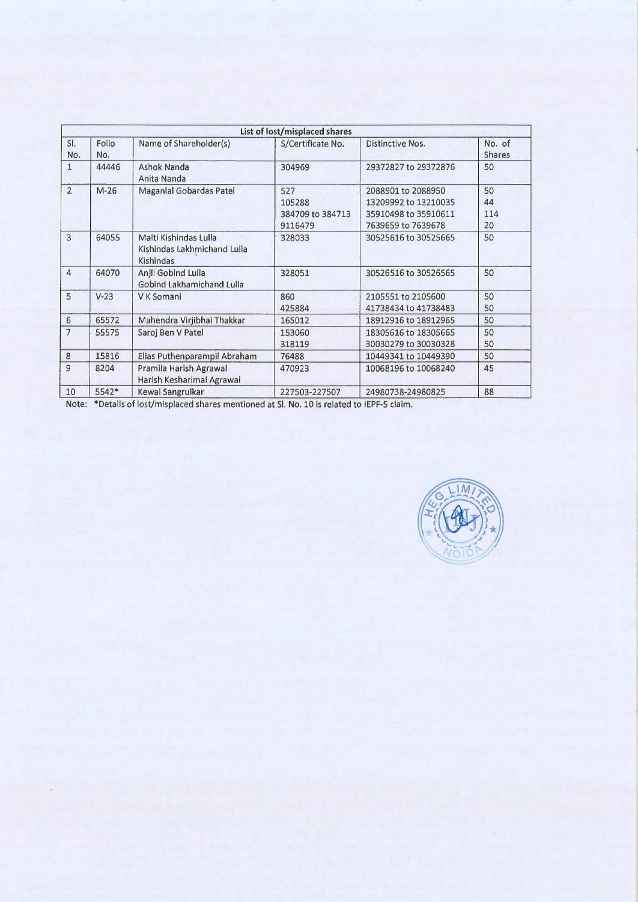| List of lost/misplaced shares | | | | | |
|---|---|---|---|---|---|
| Sl. No. | Folio No. | Name of Shareholder(s) | S/Certificate No. | Distinctive Nos. | No. of Shares |
| 1 | 44446 | Ashok Nanda<br>Anita Nanda | 304969 | 29372827 to 29372876 | 50 |
| 2 | M-26 | Maganlal Gobardas Patel | 527<br>105288<br>384709 to 384713<br>9116479 | 2088901 to 2088950<br>13209992 to 13210035<br>35910498 to 35910611<br>7639659 to 7639678 | 50<br>44<br>114<br>20 |
| 3 | 64055 | Malti Kishindas Lulla<br>Kishindas Lakhmichand Lulla<br>Kishindas | 328033 | 30525616 to 30525665 | 50 |
| 4 | 64070 | Anjli Gobind Lulla<br>Gobind Lakhamichand Lulla | 328051 | 30526516 to 30526565 | 50 |
| 5 | V-23 | V K Somani | 860<br>425884 | 2105551 to 2105600<br>41738434 to 41738483 | 50<br>50 |
| 6 | 65572 | Mahendra Virjibhai Thakkar | 165012 | 18912916 to 18912965 | 50 |
| 7 | 55575 | Saroj Ben V Patel | 153060<br>318119 | 18305616 to 18305665<br>30030279 to 30030328 | 50<br>50 |
| 8 | 15816 | Elias Puthenparampil Abraham | 76488 | 10449341 to 10449390 | 50 |
| 9 | 8204 | Pramila Harish Agrawal<br>Harish Kesharimal Agrawal | 470923 | 10068196 to 10068240 | 45 |
| 10 | 5542* | Kewal Sangrulkar | 227503-227507 | 24980738-24980825 | 88 |

Note: *Details of lost/misplaced shares mentioned at Sl. No. 10 is related to IEPF-5 claim.